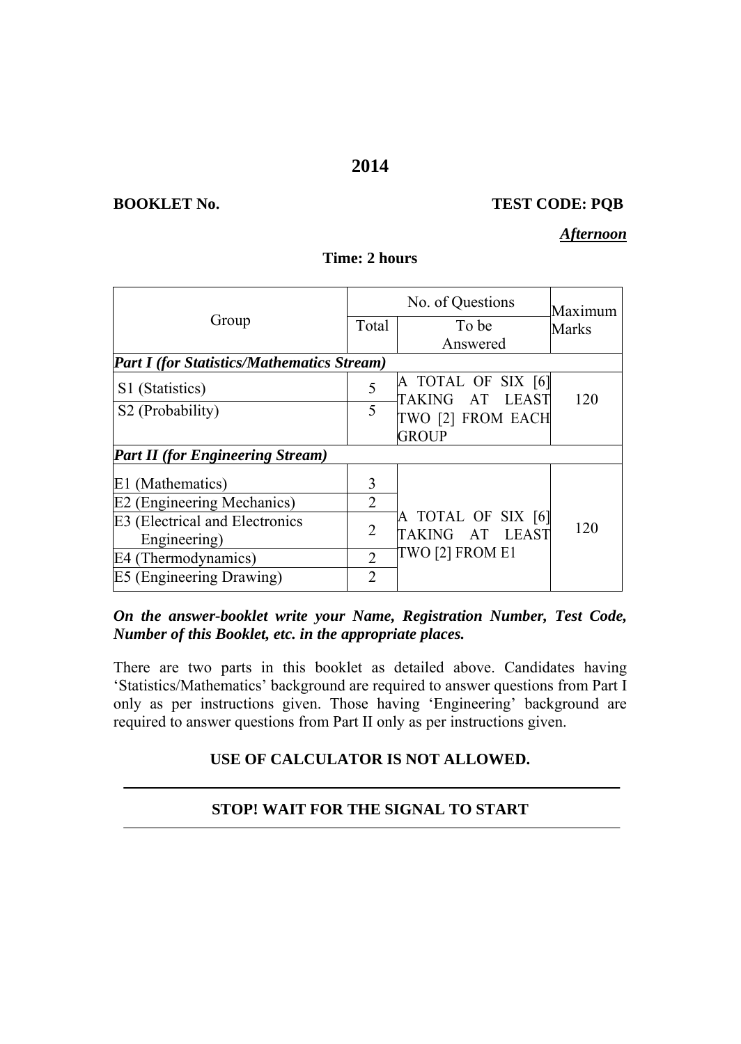# 2014

**BOOKLET No.** **TEST CODE: PQB**

***Afternoon***

**Time: 2 hours**

| Group | No. of Questions | | Maximum Marks |
|---|---|---|---|
| | Total | To be Answered | |
| ***Part I (for Statistics/Mathematics Stream)*** | | | |
| S1 (Statistics) | 5 | A TOTAL OF SIX [6] TAKING AT LEAST TWO [2] FROM EACH GROUP | 120 |
| S2 (Probability) | 5 | | |
| ***Part II (for Engineering Stream)*** | | | |
| E1 (Mathematics) | 3 | A TOTAL OF SIX [6] TAKING AT LEAST TWO [2] FROM E1 | 120 |
| E2 (Engineering Mechanics) | 2 | | |
| E3 (Electrical and Electronics Engineering) | 2 | | |
| E4 (Thermodynamics) | 2 | | |
| E5 (Engineering Drawing) | 2 | | |

***On the answer-booklet write your Name, Registration Number, Test Code, Number of this Booklet, etc. in the appropriate places.***

There are two parts in this booklet as detailed above. Candidates having 'Statistics/Mathematics' background are required to answer questions from Part I only as per instructions given. Those having 'Engineering' background are required to answer questions from Part II only as per instructions given.

**USE OF CALCULATOR IS NOT ALLOWED.**

---

**STOP! WAIT FOR THE SIGNAL TO START**

---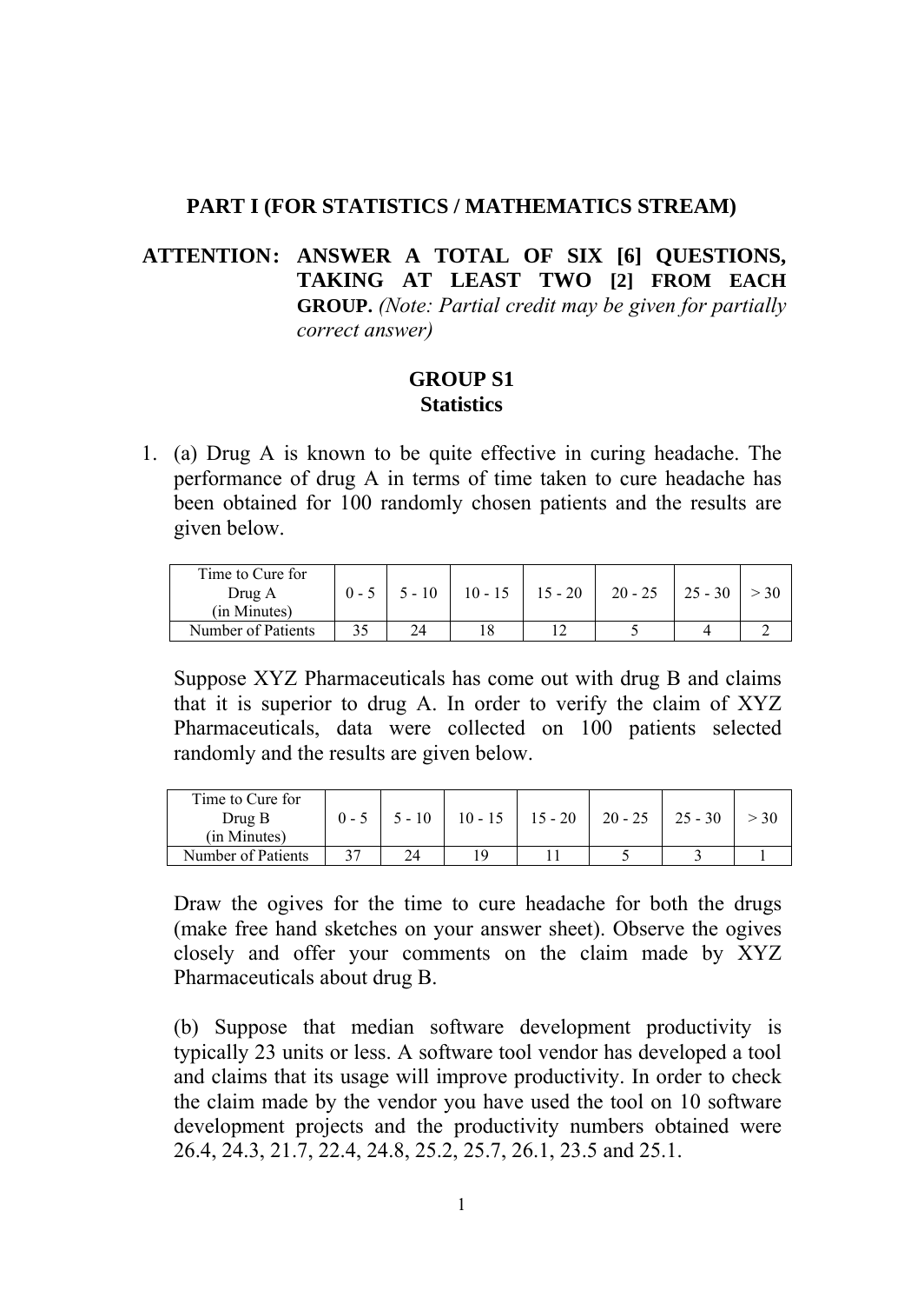## PART I (FOR STATISTICS / MATHEMATICS STREAM)

**ATTENTION: ANSWER A TOTAL OF SIX [6] QUESTIONS, TAKING AT LEAST TWO [2] FROM EACH GROUP.** *(Note: Partial credit may be given for partially correct answer)*

### GROUP S1
### Statistics

1. (a) Drug A is known to be quite effective in curing headache. The performance of drug A in terms of time taken to cure headache has been obtained for 100 randomly chosen patients and the results are given below.

| Time to Cure for Drug A (in Minutes) | 0 - 5 | 5 - 10 | 10 - 15 | 15 - 20 | 20 - 25 | 25 - 30 | > 30 |
|---|---|---|---|---|---|---|---|
| Number of Patients | 35 | 24 | 18 | 12 | 5 | 4 | 2 |

Suppose XYZ Pharmaceuticals has come out with drug B and claims that it is superior to drug A. In order to verify the claim of XYZ Pharmaceuticals, data were collected on 100 patients selected randomly and the results are given below.

| Time to Cure for Drug B (in Minutes) | 0 - 5 | 5 - 10 | 10 - 15 | 15 - 20 | 20 - 25 | 25 - 30 | > 30 |
|---|---|---|---|---|---|---|---|
| Number of Patients | 37 | 24 | 19 | 11 | 5 | 3 | 1 |

Draw the ogives for the time to cure headache for both the drugs (make free hand sketches on your answer sheet). Observe the ogives closely and offer your comments on the claim made by XYZ Pharmaceuticals about drug B.

(b) Suppose that median software development productivity is typically 23 units or less. A software tool vendor has developed a tool and claims that its usage will improve productivity. In order to check the claim made by the vendor you have used the tool on 10 software development projects and the productivity numbers obtained were 26.4, 24.3, 21.7, 22.4, 24.8, 25.2, 25.7, 26.1, 23.5 and 25.1.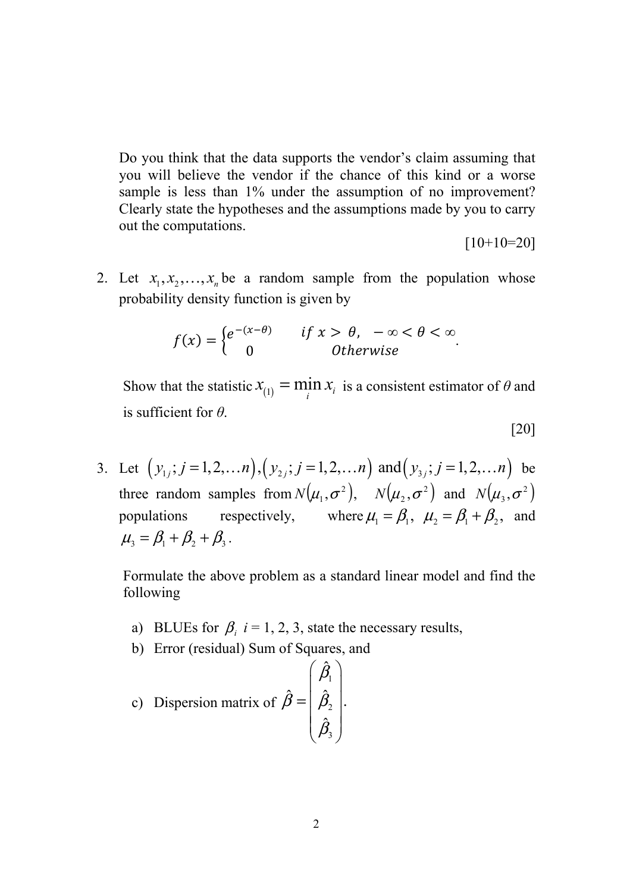Do you think that the data supports the vendor's claim assuming that you will believe the vendor if the chance of this kind or a worse sample is less than 1% under the assumption of no improvement? Clearly state the hypotheses and the assumptions made by you to carry out the computations.

[10+10=20]

2. Let $x_1, x_2, \ldots, x_n$ be a random sample from the population whose probability density function is given by

$$f(x) = \begin{cases} e^{-(x-\theta)} & if\ x > \theta, \quad -\infty < \theta < \infty \\ 0 & Otherwise \end{cases}.$$

Show that the statistic $x_{(1)} = \min_i x_i$ is a consistent estimator of $\theta$ and is sufficient for $\theta$.

[20]

3. Let $(y_{1j}; j = 1, 2, \ldots n), (y_{2j}; j = 1, 2, \ldots n)$ and $(y_{3j}; j = 1, 2, \ldots n)$ be three random samples from $N(\mu_1, \sigma^2)$, $N(\mu_2, \sigma^2)$ and $N(\mu_3, \sigma^2)$ populations respectively, where $\mu_1 = \beta_1$, $\mu_2 = \beta_1 + \beta_2$, and $\mu_3 = \beta_1 + \beta_2 + \beta_3$.

   Formulate the above problem as a standard linear model and find the following

   a) BLUEs for $\beta_i$ $i = 1, 2, 3$, state the necessary results,
   b) Error (residual) Sum of Squares, and
   c) Dispersion matrix of $\hat{\beta} = \begin{pmatrix} \hat{\beta}_1 \\ \hat{\beta}_2 \\ \hat{\beta}_3 \end{pmatrix}$.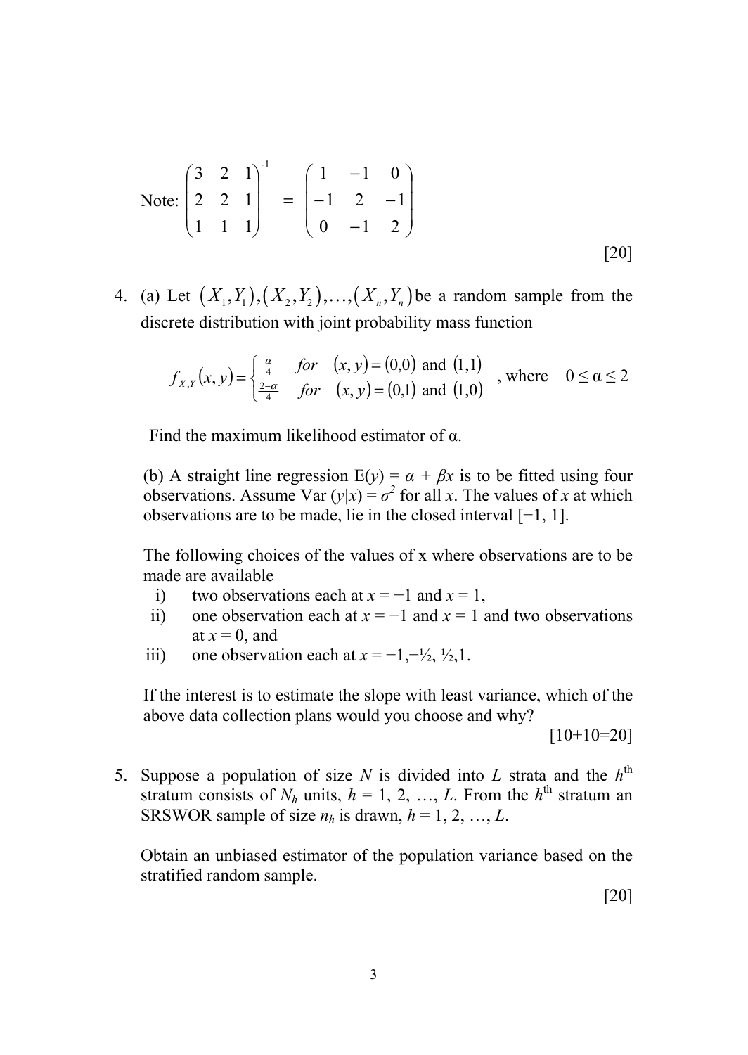Note: $\begin{pmatrix} 3 & 2 & 1 \\ 2 & 2 & 1 \\ 1 & 1 & 1 \end{pmatrix}^{-1} = \begin{pmatrix} 1 & -1 & 0 \\ -1 & 2 & -1 \\ 0 & -1 & 2 \end{pmatrix}$

[20]

4. (a) Let $(X_1, Y_1), (X_2, Y_2), \ldots, (X_n, Y_n)$ be a random sample from the discrete distribution with joint probability mass function

$$f_{X,Y}(x,y) = \begin{cases} \frac{\alpha}{4} & \text{for} \quad (x,y) = (0,0) \text{ and } (1,1) \\ \frac{2-\alpha}{4} & \text{for} \quad (x,y) = (0,1) \text{ and } (1,0) \end{cases}, \text{ where } \quad 0 \le \alpha \le 2$$

Find the maximum likelihood estimator of α.

(b) A straight line regression $E(y) = \alpha + \beta x$ is to be fitted using four observations. Assume $Var(y|x) = \sigma^2$ for all $x$. The values of $x$ at which observations are to be made, lie in the closed interval $[-1, 1]$.

The following choices of the values of x where observations are to be made are available

i) two observations each at $x = -1$ and $x = 1$,
ii) one observation each at $x = -1$ and $x = 1$ and two observations at $x = 0$, and
iii) one observation each at $x = -1, -½, ½, 1$.

If the interest is to estimate the slope with least variance, which of the above data collection plans would you choose and why?

[10+10=20]

5. Suppose a population of size $N$ is divided into $L$ strata and the $h^{th}$ stratum consists of $N_h$ units, $h = 1, 2, \ldots, L$. From the $h^{th}$ stratum an SRSWOR sample of size $n_h$ is drawn, $h = 1, 2, \ldots, L$.

Obtain an unbiased estimator of the population variance based on the stratified random sample.

[20]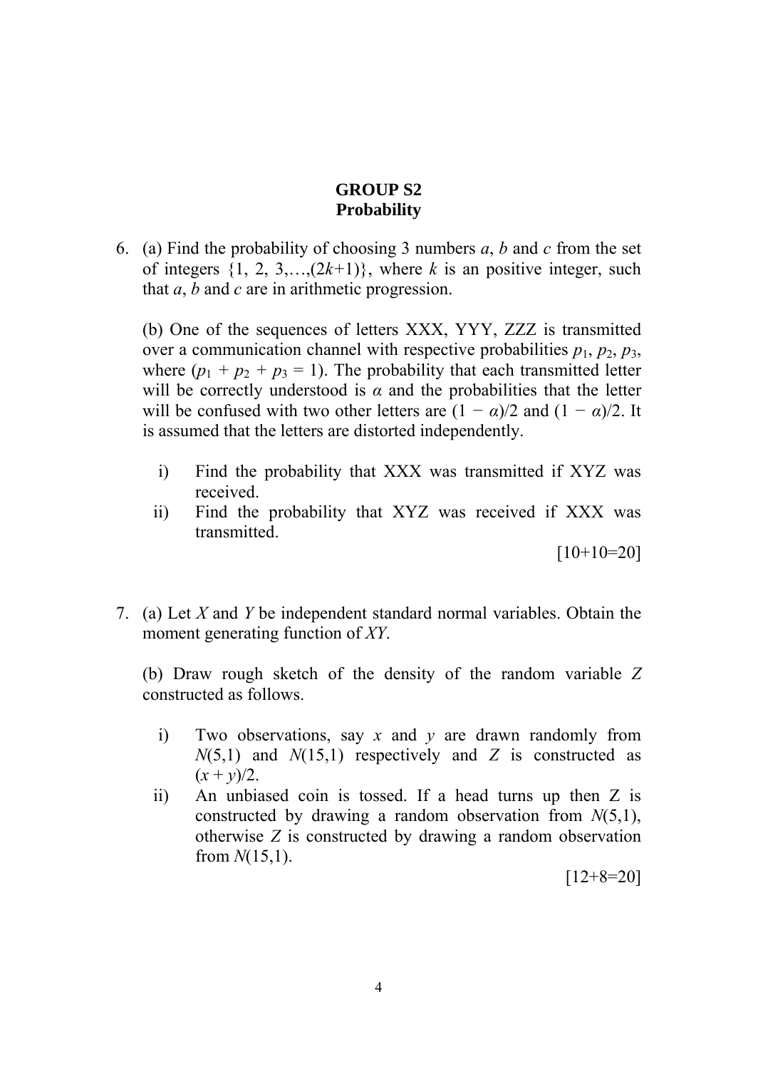## GROUP S2
## Probability

6. (a) Find the probability of choosing 3 numbers $a$, $b$ and $c$ from the set of integers $\{1, 2, 3,\ldots,(2k+1)\}$, where $k$ is an positive integer, such that $a$, $b$ and $c$ are in arithmetic progression.

   (b) One of the sequences of letters XXX, YYY, ZZZ is transmitted over a communication channel with respective probabilities $p_1$, $p_2$, $p_3$, where $(p_1 + p_2 + p_3 = 1)$. The probability that each transmitted letter will be correctly understood is $\alpha$ and the probabilities that the letter will be confused with two other letters are $(1 - \alpha)/2$ and $(1 - \alpha)/2$. It is assumed that the letters are distorted independently.

   i) Find the probability that XXX was transmitted if XYZ was received.
   
   ii) Find the probability that XYZ was received if XXX was transmitted.

   [10+10=20]

7. (a) Let $X$ and $Y$ be independent standard normal variables. Obtain the moment generating function of $XY$.

   (b) Draw rough sketch of the density of the random variable $Z$ constructed as follows.

   i) Two observations, say $x$ and $y$ are drawn randomly from $N(5,1)$ and $N(15,1)$ respectively and $Z$ is constructed as $(x + y)/2$.
   
   ii) An unbiased coin is tossed. If a head turns up then Z is constructed by drawing a random observation from $N(5,1)$, otherwise $Z$ is constructed by drawing a random observation from $N(15,1)$.

   [12+8=20]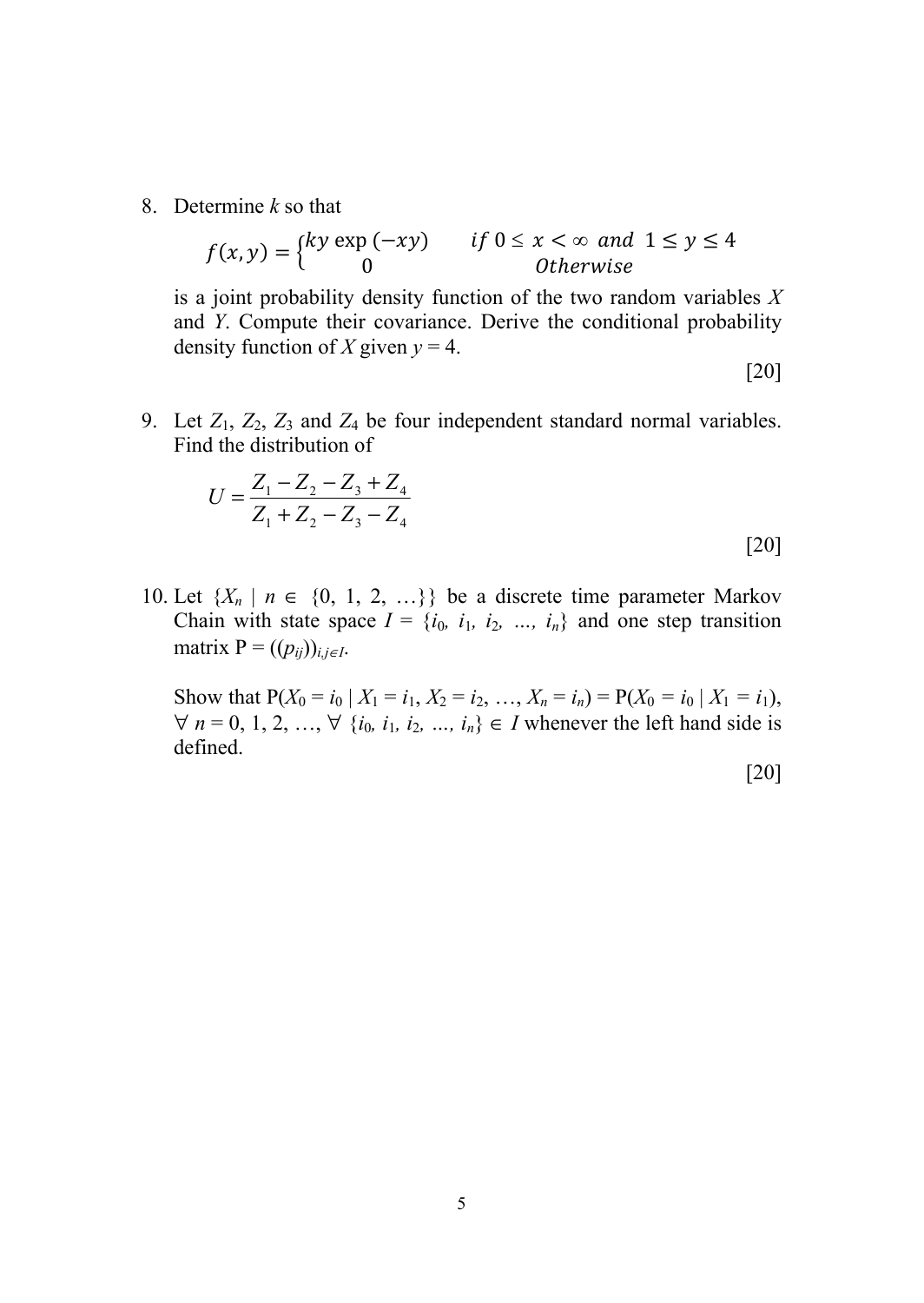8. Determine $k$ so that

$$f(x, y) = \begin{cases} ky \exp(-xy) & if\ 0 \leq x < \infty\ and\ 1 \leq y \leq 4 \\ 0 & Otherwise \end{cases}$$

is a joint probability density function of the two random variables $X$ and $Y$. Compute their covariance. Derive the conditional probability density function of $X$ given $y = 4$.

[20]

9. Let $Z_1$, $Z_2$, $Z_3$ and $Z_4$ be four independent standard normal variables. Find the distribution of

$$U = \frac{Z_1 - Z_2 - Z_3 + Z_4}{Z_1 + Z_2 - Z_3 - Z_4}$$

[20]

10. Let $\{X_n \mid n \in \{0, 1, 2, \ldots\}\}$ be a discrete time parameter Markov Chain with state space $I = \{i_0, i_1, i_2, \ldots, i_n\}$ and one step transition matrix $P = ((p_{ij}))_{i,j \in I}$.

Show that $P(X_0 = i_0 \mid X_1 = i_1, X_2 = i_2, \ldots, X_n = i_n) = P(X_0 = i_0 \mid X_1 = i_1)$, $\forall\ n = 0, 1, 2, \ldots, \forall\ \{i_0, i_1, i_2, \ldots, i_n\} \in I$ whenever the left hand side is defined.

[20]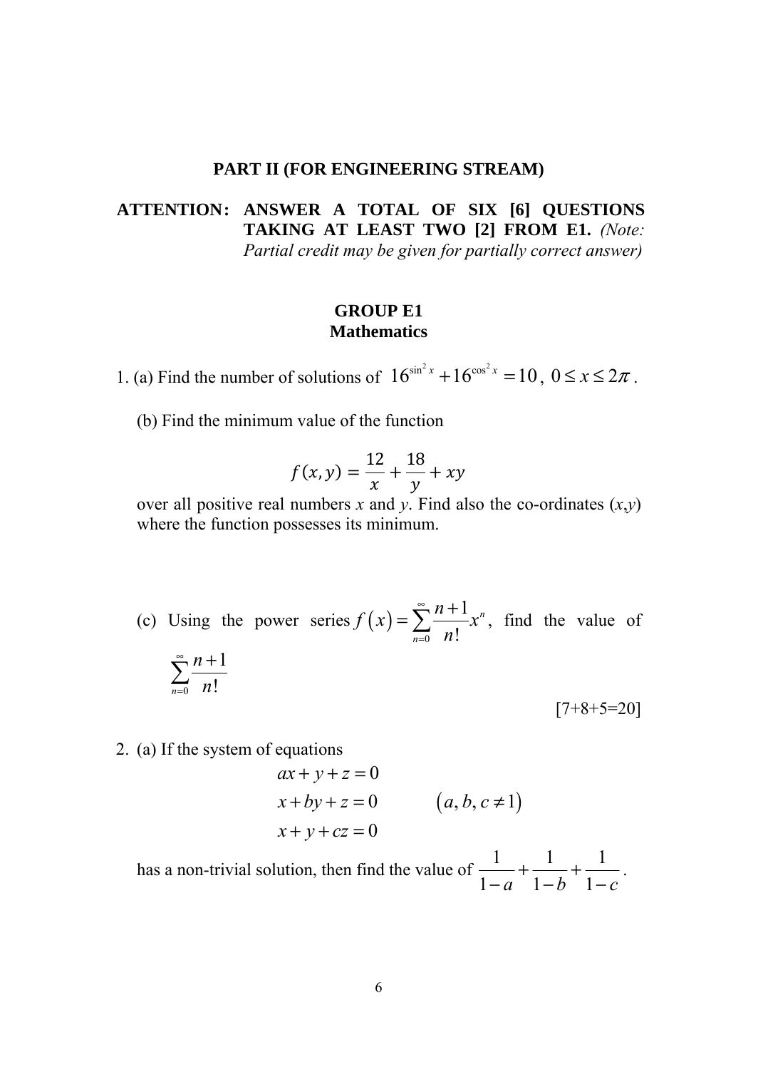## PART II (FOR ENGINEERING STREAM)

**ATTENTION: ANSWER A TOTAL OF SIX [6] QUESTIONS TAKING AT LEAST TWO [2] FROM E1.** *(Note: Partial credit may be given for partially correct answer)*

### GROUP E1
### Mathematics

1. (a) Find the number of solutions of $16^{\sin^2 x} + 16^{\cos^2 x} = 10$, $0 \le x \le 2\pi$.

   (b) Find the minimum value of the function

$$f(x, y) = \frac{12}{x} + \frac{18}{y} + xy$$

   over all positive real numbers $x$ and $y$. Find also the co-ordinates $(x,y)$ where the function possesses its minimum.

   (c) Using the power series $f(x) = \sum_{n=0}^{\infty} \frac{n+1}{n!} x^n$, find the value of $\sum_{n=0}^{\infty} \frac{n+1}{n!}$

[7+8+5=20]

2. (a) If the system of equations

$$\begin{aligned} ax + y + z &= 0 \\ x + by + z &= 0 \qquad (a, b, c \ne 1) \\ x + y + cz &= 0 \end{aligned}$$

   has a non-trivial solution, then find the value of $\frac{1}{1-a} + \frac{1}{1-b} + \frac{1}{1-c}$.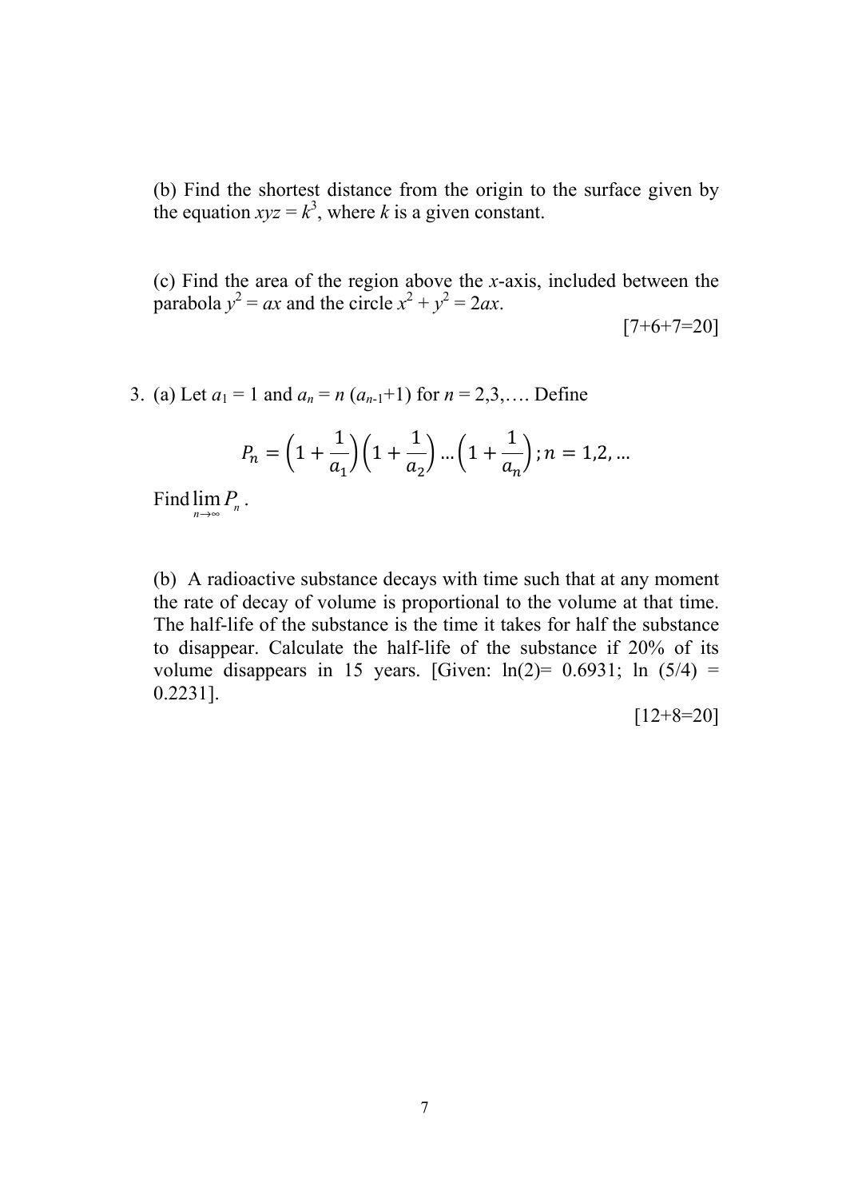(b) Find the shortest distance from the origin to the surface given by the equation $xyz = k^3$, where $k$ is a given constant.

(c) Find the area of the region above the $x$-axis, included between the parabola $y^2 = ax$ and the circle $x^2 + y^2 = 2ax$.

[7+6+7=20]

3. (a) Let $a_1 = 1$ and $a_n = n\,(a_{n-1}+1)$ for $n = 2,3,\ldots$. Define

$$P_n = \left(1+\frac{1}{a_1}\right)\left(1+\frac{1}{a_2}\right)\ldots\left(1+\frac{1}{a_n}\right); n = 1,2,\ldots$$

Find $\lim\limits_{n\to\infty} P_n$.

(b) A radioactive substance decays with time such that at any moment the rate of decay of volume is proportional to the volume at that time. The half-life of the substance is the time it takes for half the substance to disappear. Calculate the half-life of the substance if 20% of its volume disappears in 15 years. [Given: $\ln(2) = 0.6931$; $\ln(5/4) = 0.2231$].

[12+8=20]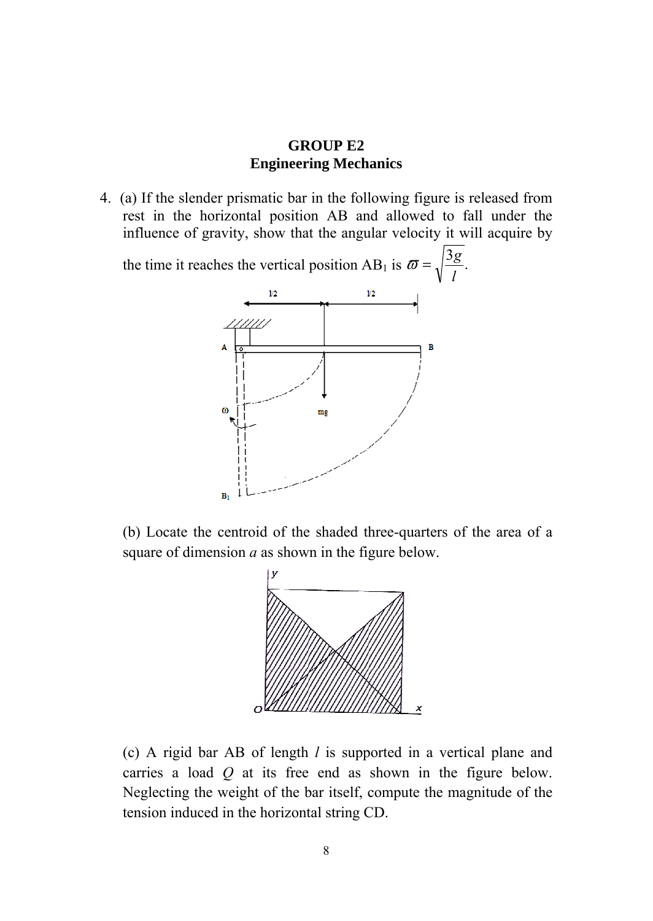**GROUP E2**
**Engineering Mechanics**

4. (a) If the slender prismatic bar in the following figure is released from rest in the horizontal position AB and allowed to fall under the influence of gravity, show that the angular velocity it will acquire by the time it reaches the vertical position $AB_1$ is $\varpi = \sqrt{\frac{3g}{l}}$.

   (b) Locate the centroid of the shaded three-quarters of the area of a square of dimension *a* as shown in the figure below.

   (c) A rigid bar AB of length *l* is supported in a vertical plane and carries a load *Q* at its free end as shown in the figure below. Neglecting the weight of the bar itself, compute the magnitude of the tension induced in the horizontal string CD.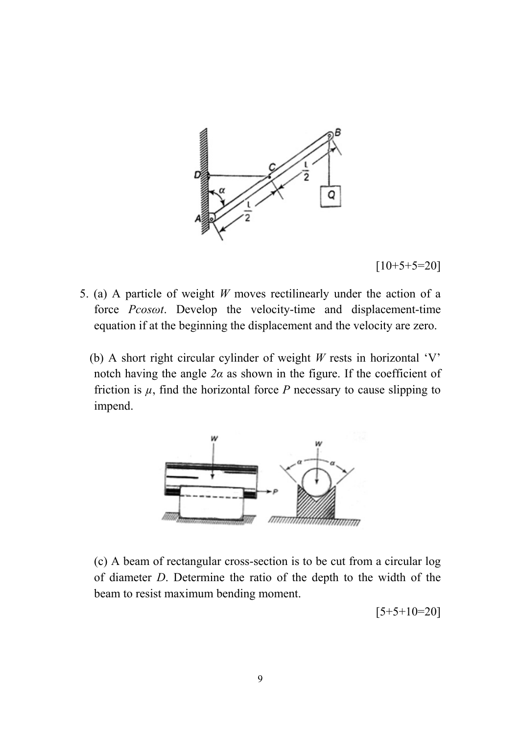[10+5+5=20]

5. (a) A particle of weight $W$ moves rectilinearly under the action of a force $P\cos\omega t$. Develop the velocity-time and displacement-time equation if at the beginning the displacement and the velocity are zero.

   (b) A short right circular cylinder of weight $W$ rests in horizontal 'V' notch having the angle $2\alpha$ as shown in the figure. If the coefficient of friction is $\mu$, find the horizontal force $P$ necessary to cause slipping to impend.

   (c) A beam of rectangular cross-section is to be cut from a circular log of diameter $D$. Determine the ratio of the depth to the width of the beam to resist maximum bending moment.

[5+5+10=20]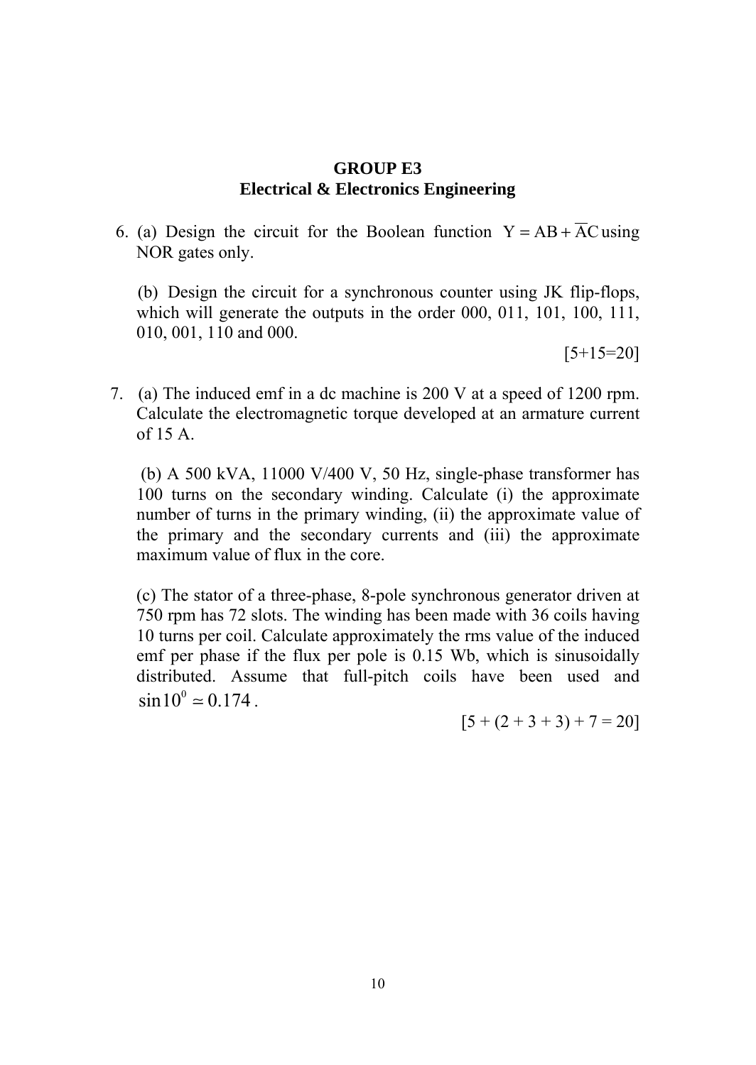## GROUP E3
## Electrical & Electronics Engineering

6. (a) Design the circuit for the Boolean function $Y = AB + \overline{A}C$ using NOR gates only.

   (b) Design the circuit for a synchronous counter using JK flip-flops, which will generate the outputs in the order 000, 011, 101, 100, 111, 010, 001, 110 and 000.

   [5+15=20]

7. (a) The induced emf in a dc machine is 200 V at a speed of 1200 rpm. Calculate the electromagnetic torque developed at an armature current of 15 A.

   (b) A 500 kVA, 11000 V/400 V, 50 Hz, single-phase transformer has 100 turns on the secondary winding. Calculate (i) the approximate number of turns in the primary winding, (ii) the approximate value of the primary and the secondary currents and (iii) the approximate maximum value of flux in the core.

   (c) The stator of a three-phase, 8-pole synchronous generator driven at 750 rpm has 72 slots. The winding has been made with 36 coils having 10 turns per coil. Calculate approximately the rms value of the induced emf per phase if the flux per pole is 0.15 Wb, which is sinusoidally distributed. Assume that full-pitch coils have been used and $\sin 10^0 \simeq 0.174$.

   [5 + (2 + 3 + 3) + 7 = 20]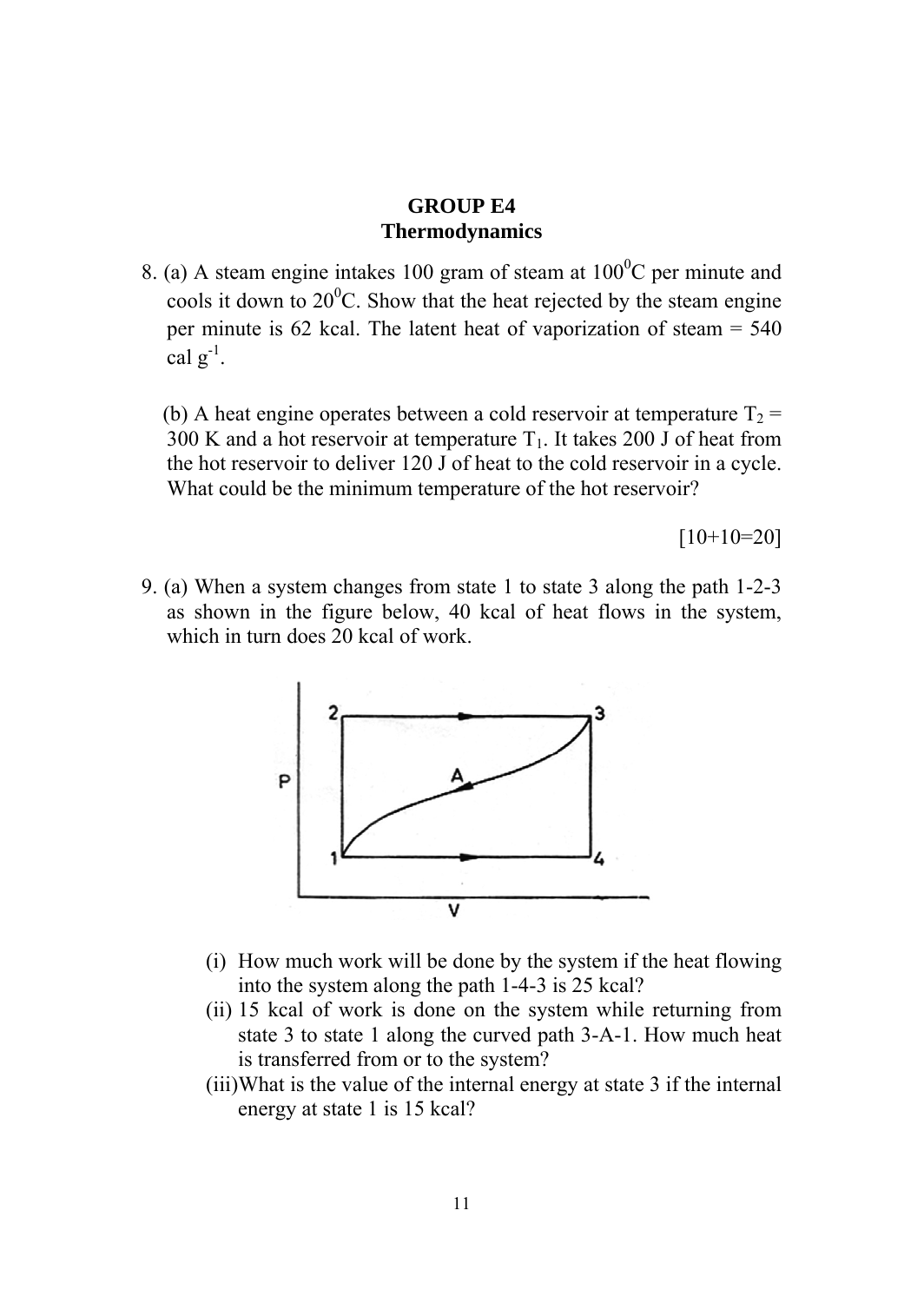## GROUP E4
## Thermodynamics

8. (a) A steam engine intakes 100 gram of steam at $100^0$C per minute and cools it down to $20^0$C. Show that the heat rejected by the steam engine per minute is 62 kcal. The latent heat of vaporization of steam = 540 cal $g^{-1}$.

   (b) A heat engine operates between a cold reservoir at temperature $T_2$ = 300 K and a hot reservoir at temperature $T_1$. It takes 200 J of heat from the hot reservoir to deliver 120 J of heat to the cold reservoir in a cycle. What could be the minimum temperature of the hot reservoir?

[10+10=20]

9. (a) When a system changes from state 1 to state 3 along the path 1-2-3 as shown in the figure below, 40 kcal of heat flows in the system, which in turn does 20 kcal of work.

   (i) How much work will be done by the system if the heat flowing into the system along the path 1-4-3 is 25 kcal?
   
   (ii) 15 kcal of work is done on the system while returning from state 3 to state 1 along the curved path 3-A-1. How much heat is transferred from or to the system?
   
   (iii) What is the value of the internal energy at state 3 if the internal energy at state 1 is 15 kcal?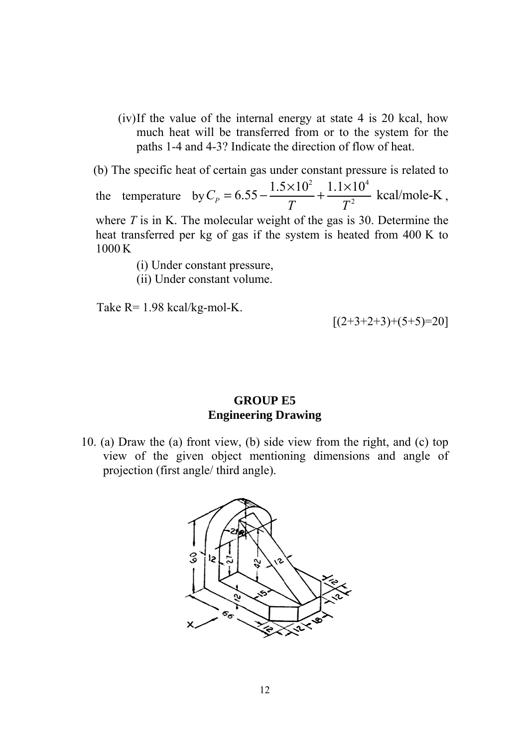(iv) If the value of the internal energy at state 4 is 20 kcal, how much heat will be transferred from or to the system for the paths 1-4 and 4-3? Indicate the direction of flow of heat.

(b) The specific heat of certain gas under constant pressure is related to the temperature by $C_P = 6.55 - \dfrac{1.5\times10^2}{T} + \dfrac{1.1\times10^4}{T^2}$ kcal/mole-K, where $T$ is in K. The molecular weight of the gas is 30. Determine the heat transferred per kg of gas if the system is heated from 400 K to 1000 K

(i) Under constant pressure,

(ii) Under constant volume.

Take R= 1.98 kcal/kg-mol-K.

[(2+3+2+3)+(5+5)=20]

## GROUP E5
## Engineering Drawing

10. (a) Draw the (a) front view, (b) side view from the right, and (c) top view of the given object mentioning dimensions and angle of projection (first angle/ third angle).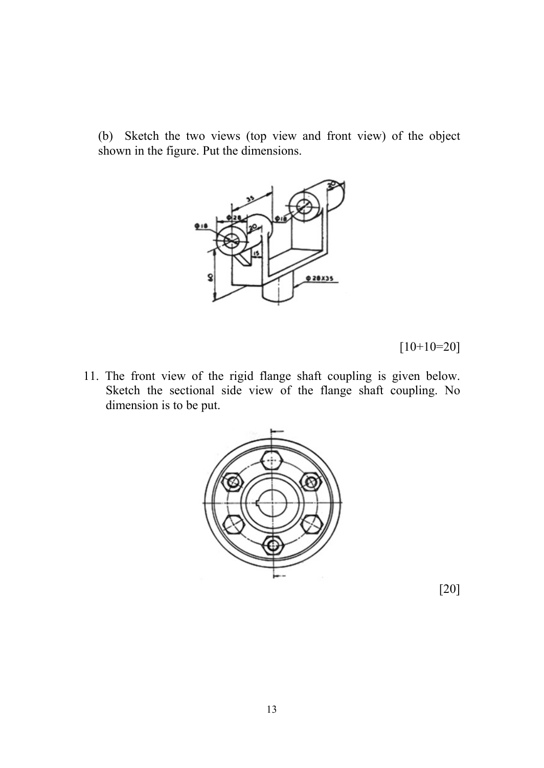(b) Sketch the two views (top view and front view) of the object shown in the figure. Put the dimensions.

35

Φ28

Φ18

20

Φ18

30

15

60

Φ 28X35

[10+10=20]

11. The front view of the rigid flange shaft coupling is given below. Sketch the sectional side view of the flange shaft coupling. No dimension is to be put.

[20]